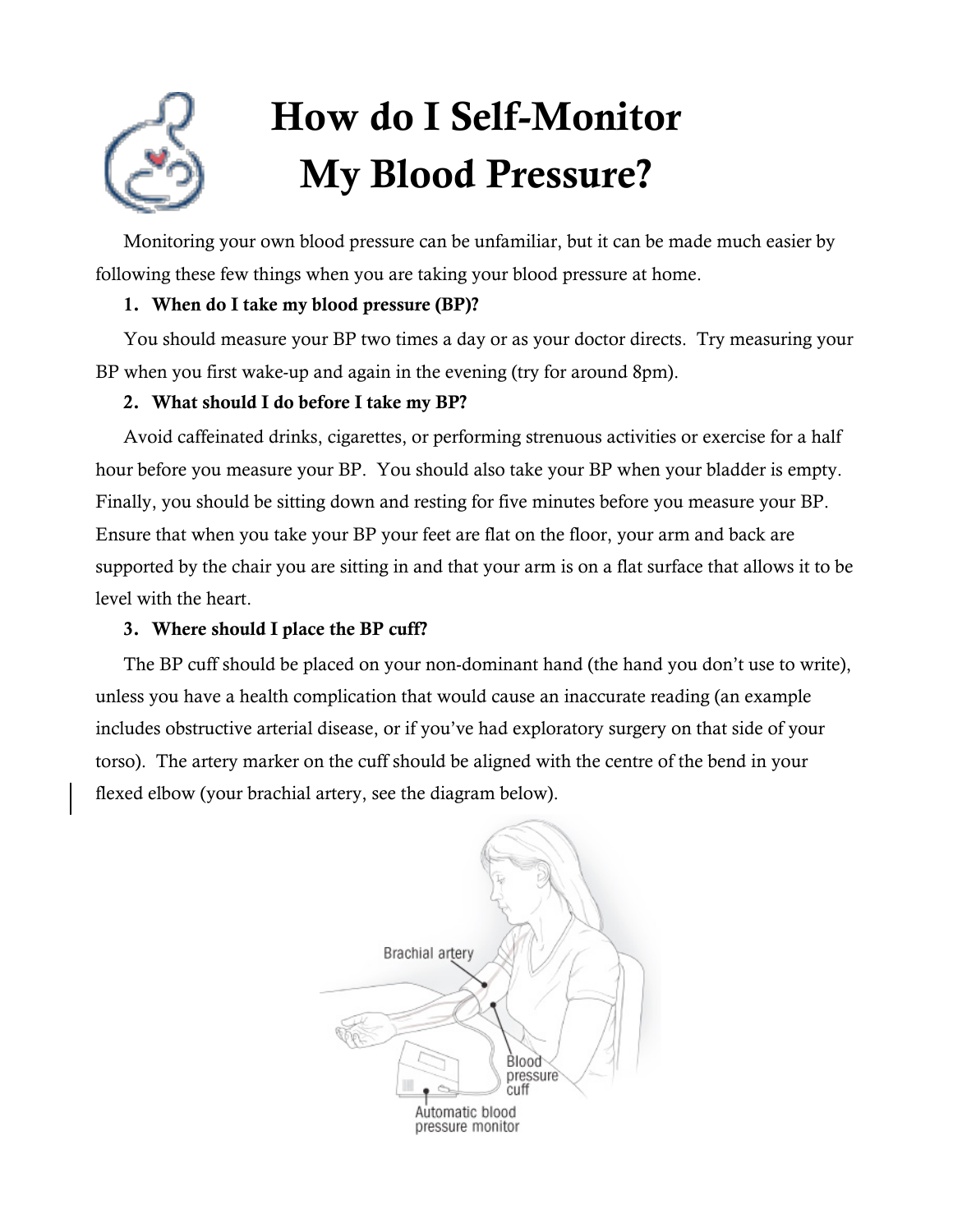# How do I Self-Monitor My Blood Pressure?

Monitoring your own blood pressure can be unfamiliar, but it can be made much easier by following these few things when you are taking your blood pressure at home.

**1. When do I take my blood pressure (BP)?**

You should measure your BP two times a day or as your doctor directs. Try measuring your BP when you first wake-up and again in the evening (try for around 8pm).

**2. What should I do before I take my BP?**

Avoid caffeinated drinks, cigarettes, or performing strenuous activities or exercise for a half hour before you measure your BP. You should also take your BP when your bladder is empty. Finally, you should be sitting down and resting for five minutes before you measure your BP. Ensure that when you take your BP your feet are flat on the floor, your arm and back are supported by the chair you are sitting in and that your arm is on a flat surface that allows it to be level with the heart.

**3. Where should I place the BP cuff?**

The BP cuff should be placed on your non-dominant hand (the hand you don't use to write), unless you have a health complication that would cause an inaccurate reading (an example includes obstructive arterial disease, or if you've had exploratory surgery on that side of your torso). The artery marker on the cuff should be aligned with the centre of the bend in your flexed elbow (your brachial artery, see the diagram below).

Brachial artery

Blood pressure cuff

Automatic blood pressure monitor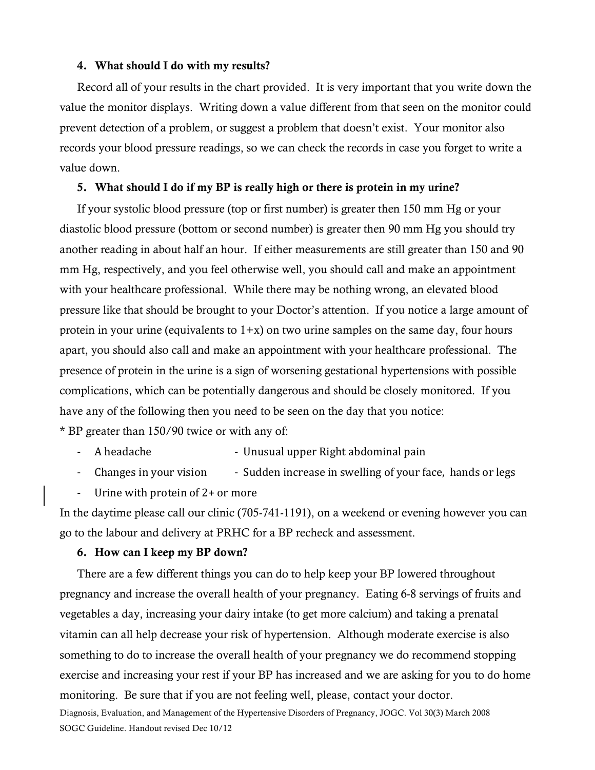**4. What should I do with my results?**

Record all of your results in the chart provided. It is very important that you write down the value the monitor displays. Writing down a value different from that seen on the monitor could prevent detection of a problem, or suggest a problem that doesn't exist. Your monitor also records your blood pressure readings, so we can check the records in case you forget to write a value down.

**5. What should I do if my BP is really high or there is protein in my urine?**

If your systolic blood pressure (top or first number) is greater then 150 mm Hg or your diastolic blood pressure (bottom or second number) is greater then 90 mm Hg you should try another reading in about half an hour. If either measurements are still greater than 150 and 90 mm Hg, respectively, and you feel otherwise well, you should call and make an appointment with your healthcare professional. While there may be nothing wrong, an elevated blood pressure like that should be brought to your Doctor's attention. If you notice a large amount of protein in your urine (equivalents to 1+x) on two urine samples on the same day, four hours apart, you should also call and make an appointment with your healthcare professional. The presence of protein in the urine is a sign of worsening gestational hypertensions with possible complications, which can be potentially dangerous and should be closely monitored. If you have any of the following then you need to be seen on the day that you notice:

* BP greater than 150/90 twice or with any of:

- A headache
- Unusual upper Right abdominal pain
- Changes in your vision
- Sudden increase in swelling of your face, hands or legs
- Urine with protein of 2+ or more

In the daytime please call our clinic (705-741-1191), on a weekend or evening however you can go to the labour and delivery at PRHC for a BP recheck and assessment.

**6. How can I keep my BP down?**

There are a few different things you can do to help keep your BP lowered throughout pregnancy and increase the overall health of your pregnancy. Eating 6-8 servings of fruits and vegetables a day, increasing your dairy intake (to get more calcium) and taking a prenatal vitamin can all help decrease your risk of hypertension. Although moderate exercise is also something to do to increase the overall health of your pregnancy we do recommend stopping exercise and increasing your rest if your BP has increased and we are asking for you to do home monitoring. Be sure that if you are not feeling well, please, contact your doctor.

Diagnosis, Evaluation, and Management of the Hypertensive Disorders of Pregnancy, JOGC. Vol 30(3) March 2008 SOGC Guideline. Handout revised Dec 10/12